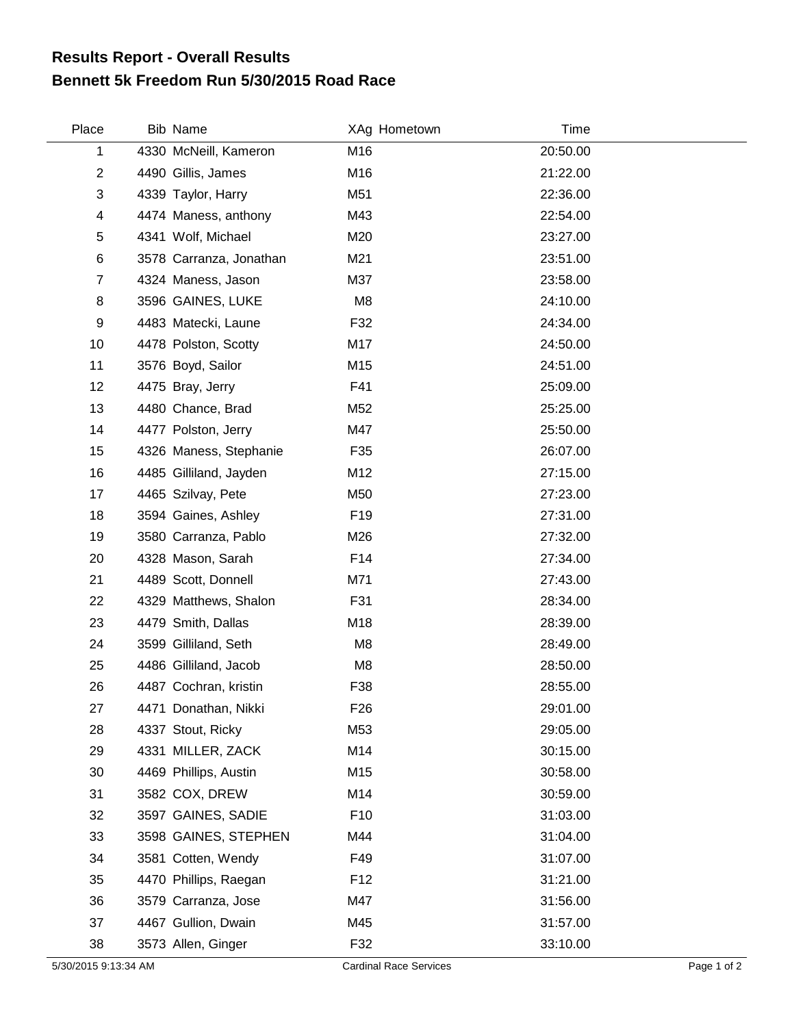# Results Report - Overall Results
## Bennett 5k Freedom Run 5/30/2015 Road Race

| Place | Bib | Name | XAg | Hometown | Time |
|---|---|---|---|---|---|
| 1 | 4330 | McNeill, Kameron | M16 | | 20:50.00 |
| 2 | 4490 | Gillis, James | M16 | | 21:22.00 |
| 3 | 4339 | Taylor, Harry | M51 | | 22:36.00 |
| 4 | 4474 | Maness, anthony | M43 | | 22:54.00 |
| 5 | 4341 | Wolf, Michael | M20 | | 23:27.00 |
| 6 | 3578 | Carranza, Jonathan | M21 | | 23:51.00 |
| 7 | 4324 | Maness, Jason | M37 | | 23:58.00 |
| 8 | 3596 | GAINES, LUKE | M8 | | 24:10.00 |
| 9 | 4483 | Matecki, Laune | F32 | | 24:34.00 |
| 10 | 4478 | Polston, Scotty | M17 | | 24:50.00 |
| 11 | 3576 | Boyd, Sailor | M15 | | 24:51.00 |
| 12 | 4475 | Bray, Jerry | F41 | | 25:09.00 |
| 13 | 4480 | Chance, Brad | M52 | | 25:25.00 |
| 14 | 4477 | Polston, Jerry | M47 | | 25:50.00 |
| 15 | 4326 | Maness, Stephanie | F35 | | 26:07.00 |
| 16 | 4485 | Gilliland, Jayden | M12 | | 27:15.00 |
| 17 | 4465 | Szilvay, Pete | M50 | | 27:23.00 |
| 18 | 3594 | Gaines, Ashley | F19 | | 27:31.00 |
| 19 | 3580 | Carranza, Pablo | M26 | | 27:32.00 |
| 20 | 4328 | Mason, Sarah | F14 | | 27:34.00 |
| 21 | 4489 | Scott, Donnell | M71 | | 27:43.00 |
| 22 | 4329 | Matthews, Shalon | F31 | | 28:34.00 |
| 23 | 4479 | Smith, Dallas | M18 | | 28:39.00 |
| 24 | 3599 | Gilliland, Seth | M8 | | 28:49.00 |
| 25 | 4486 | Gilliland, Jacob | M8 | | 28:50.00 |
| 26 | 4487 | Cochran, kristin | F38 | | 28:55.00 |
| 27 | 4471 | Donathan, Nikki | F26 | | 29:01.00 |
| 28 | 4337 | Stout, Ricky | M53 | | 29:05.00 |
| 29 | 4331 | MILLER, ZACK | M14 | | 30:15.00 |
| 30 | 4469 | Phillips, Austin | M15 | | 30:58.00 |
| 31 | 3582 | COX, DREW | M14 | | 30:59.00 |
| 32 | 3597 | GAINES, SADIE | F10 | | 31:03.00 |
| 33 | 3598 | GAINES, STEPHEN | M44 | | 31:04.00 |
| 34 | 3581 | Cotten, Wendy | F49 | | 31:07.00 |
| 35 | 4470 | Phillips, Raegan | F12 | | 31:21.00 |
| 36 | 3579 | Carranza, Jose | M47 | | 31:56.00 |
| 37 | 4467 | Gullion, Dwain | M45 | | 31:57.00 |
| 38 | 3573 | Allen, Ginger | F32 | | 33:10.00 |

5/30/2015 9:13:34 AM — Cardinal Race Services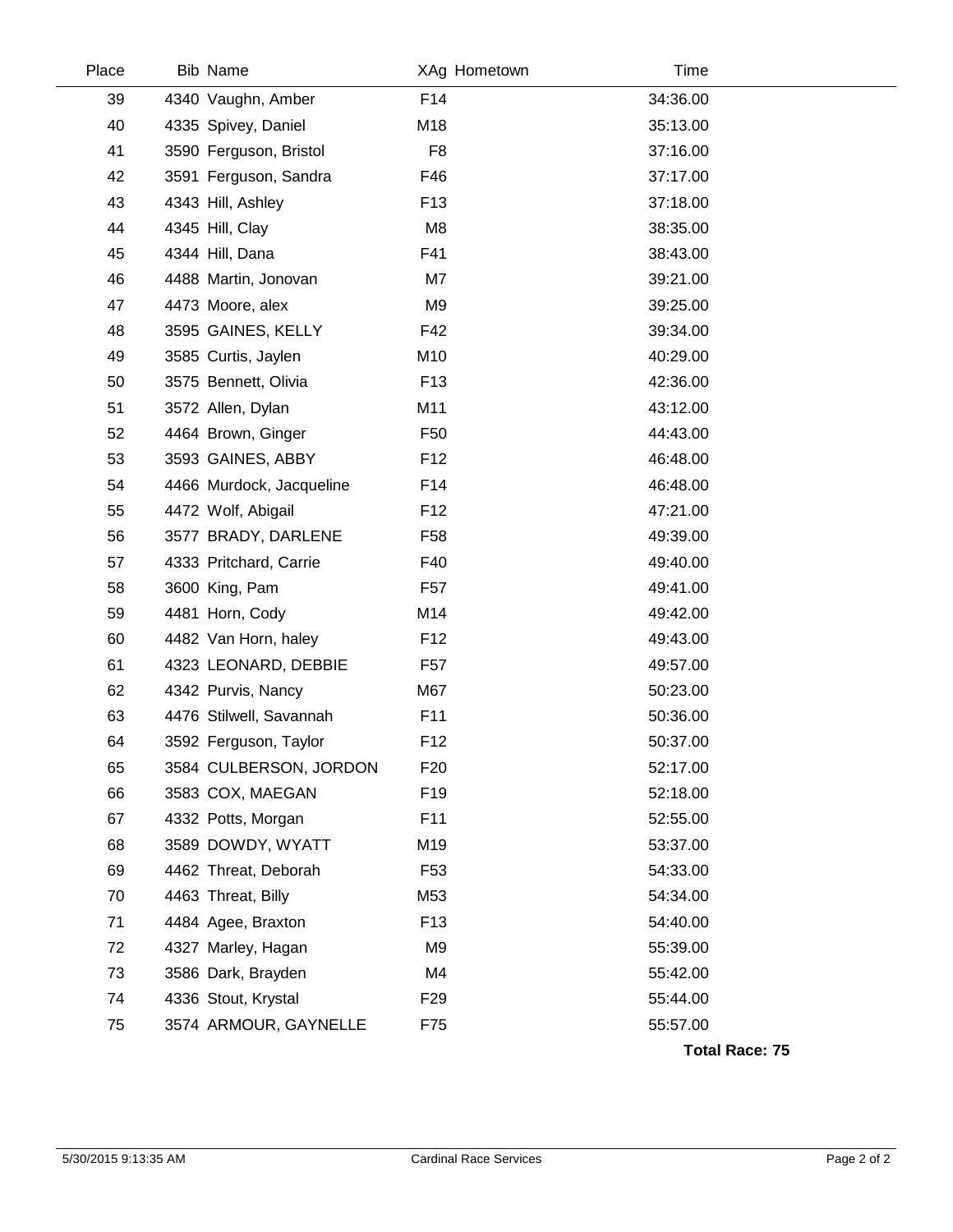| Place | Bib | Name | XAg | Hometown | Time |
|---|---|---|---|---|---|
| 39 | 4340 | Vaughn, Amber | F14 | | 34:36.00 |
| 40 | 4335 | Spivey, Daniel | M18 | | 35:13.00 |
| 41 | 3590 | Ferguson, Bristol | F8 | | 37:16.00 |
| 42 | 3591 | Ferguson, Sandra | F46 | | 37:17.00 |
| 43 | 4343 | Hill, Ashley | F13 | | 37:18.00 |
| 44 | 4345 | Hill, Clay | M8 | | 38:35.00 |
| 45 | 4344 | Hill, Dana | F41 | | 38:43.00 |
| 46 | 4488 | Martin, Jonovan | M7 | | 39:21.00 |
| 47 | 4473 | Moore, alex | M9 | | 39:25.00 |
| 48 | 3595 | GAINES, KELLY | F42 | | 39:34.00 |
| 49 | 3585 | Curtis, Jaylen | M10 | | 40:29.00 |
| 50 | 3575 | Bennett, Olivia | F13 | | 42:36.00 |
| 51 | 3572 | Allen, Dylan | M11 | | 43:12.00 |
| 52 | 4464 | Brown, Ginger | F50 | | 44:43.00 |
| 53 | 3593 | GAINES, ABBY | F12 | | 46:48.00 |
| 54 | 4466 | Murdock, Jacqueline | F14 | | 46:48.00 |
| 55 | 4472 | Wolf, Abigail | F12 | | 47:21.00 |
| 56 | 3577 | BRADY, DARLENE | F58 | | 49:39.00 |
| 57 | 4333 | Pritchard, Carrie | F40 | | 49:40.00 |
| 58 | 3600 | King, Pam | F57 | | 49:41.00 |
| 59 | 4481 | Horn, Cody | M14 | | 49:42.00 |
| 60 | 4482 | Van Horn, haley | F12 | | 49:43.00 |
| 61 | 4323 | LEONARD, DEBBIE | F57 | | 49:57.00 |
| 62 | 4342 | Purvis, Nancy | M67 | | 50:23.00 |
| 63 | 4476 | Stilwell, Savannah | F11 | | 50:36.00 |
| 64 | 3592 | Ferguson, Taylor | F12 | | 50:37.00 |
| 65 | 3584 | CULBERSON, JORDON | F20 | | 52:17.00 |
| 66 | 3583 | COX, MAEGAN | F19 | | 52:18.00 |
| 67 | 4332 | Potts, Morgan | F11 | | 52:55.00 |
| 68 | 3589 | DOWDY, WYATT | M19 | | 53:37.00 |
| 69 | 4462 | Threat, Deborah | F53 | | 54:33.00 |
| 70 | 4463 | Threat, Billy | M53 | | 54:34.00 |
| 71 | 4484 | Agee, Braxton | F13 | | 54:40.00 |
| 72 | 4327 | Marley, Hagan | M9 | | 55:39.00 |
| 73 | 3586 | Dark, Brayden | M4 | | 55:42.00 |
| 74 | 4336 | Stout, Krystal | F29 | | 55:44.00 |
| 75 | 3574 | ARMOUR, GAYNELLE | F75 | | 55:57.00 |

**Total Race: 75**

5/30/2015 9:13:35 AM Cardinal Race Services